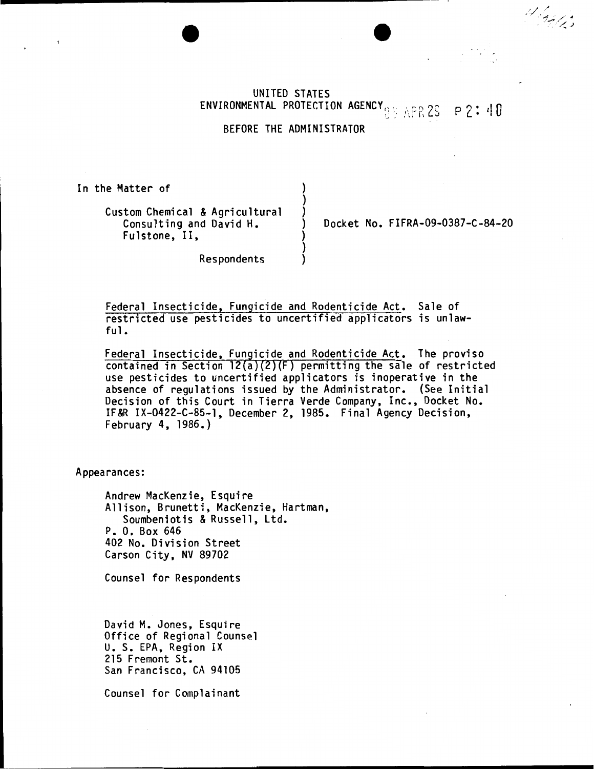UNITED STATES
ENVIRONMENTAL PROTECTION AGENCY

BEFORE THE ADMINISTRATOR

In the Matter of

Custom Chemical & Agricultural Consulting and David H. Fulstone, II,

Respondents

Docket No. FIFRA-09-0387-C-84-20

Federal Insecticide, Fungicide and Rodenticide Act. Sale of restricted use pesticides to uncertified applicators is unlawful.

Federal Insecticide, Fungicide and Rodenticide Act. The proviso contained in Section 12(a)(2)(F) permitting the sale of restricted use pesticides to uncertified applicators is inoperative in the absence of regulations issued by the Administrator. (See Initial Decision of this Court in Tierra Verde Company, Inc., Docket No. IF&R IX-0422-C-85-1, December 2, 1985. Final Agency Decision, February 4, 1986.)

Appearances:

Andrew MacKenzie, Esquire
Allison, Brunetti, MacKenzie, Hartman, Soumbeniotis & Russell, Ltd.
P. O. Box 646
402 No. Division Street
Carson City, NV 89702

Counsel for Respondents

David M. Jones, Esquire
Office of Regional Counsel
U. S. EPA, Region IX
215 Fremont St.
San Francisco, CA 94105

Counsel for Complainant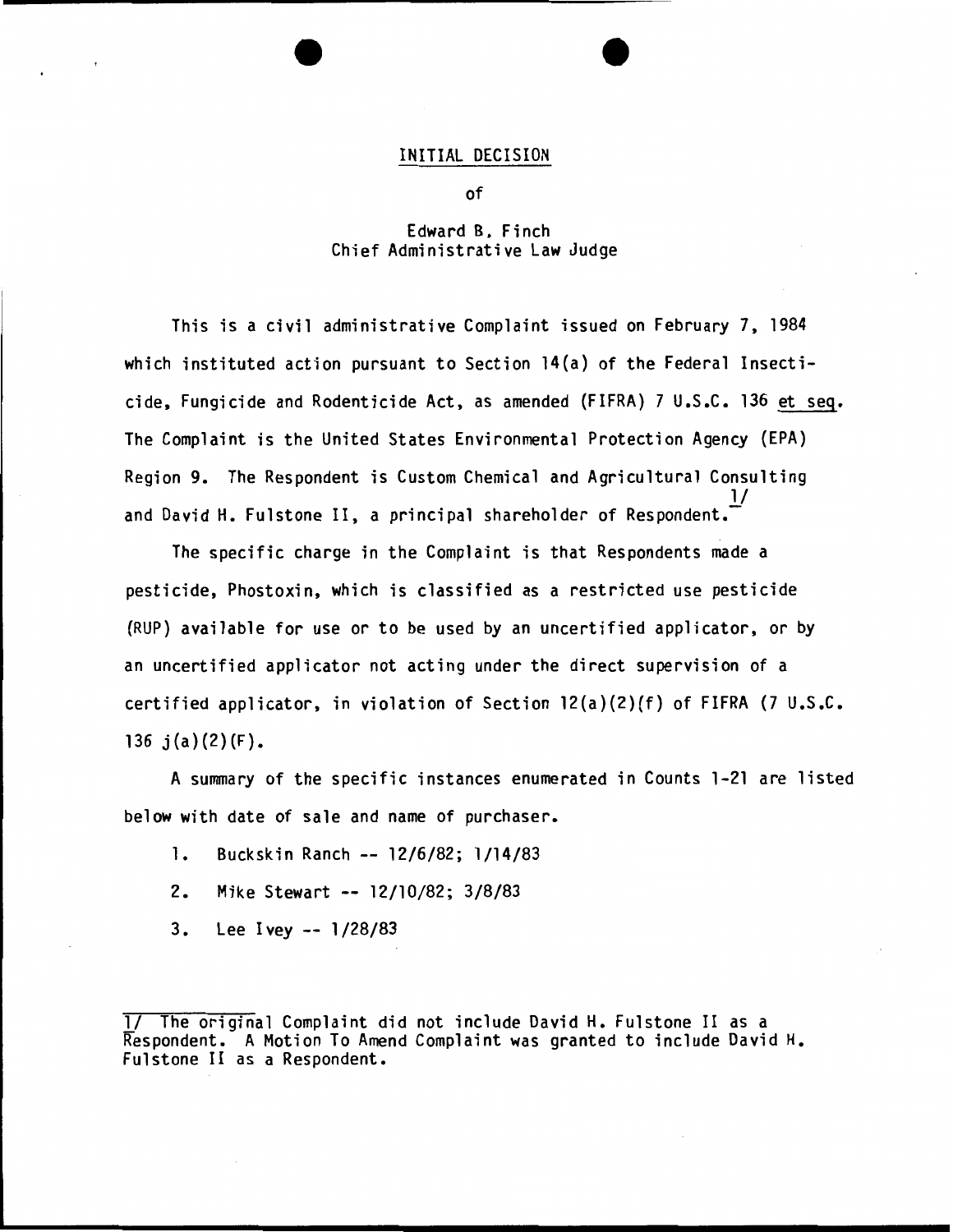## INITIAL DECISION

of

Edward B. Finch
Chief Administrative Law Judge

This is a civil administrative Complaint issued on February 7, 1984 which instituted action pursuant to Section 14(a) of the Federal Insecticide, Fungicide and Rodenticide Act, as amended (FIFRA) 7 U.S.C. 136 et seq. The Complaint is the United States Environmental Protection Agency (EPA) Region 9. The Respondent is Custom Chemical and Agricultural Consulting and David H. Fulstone II, a principal shareholder of Respondent.[1/]

The specific charge in the Complaint is that Respondents made a pesticide, Phostoxin, which is classified as a restricted use pesticide (RUP) available for use or to be used by an uncertified applicator, or by an uncertified applicator not acting under the direct supervision of a certified applicator, in violation of Section 12(a)(2)(f) of FIFRA (7 U.S.C. 136 j(a)(2)(F).

A summary of the specific instances enumerated in Counts 1-21 are listed below with date of sale and name of purchaser.

1. Buckskin Ranch -- 12/6/82; 1/14/83
2. Mike Stewart -- 12/10/82; 3/8/83
3. Lee Ivey -- 1/28/83

---

1/ The original Complaint did not include David H. Fulstone II as a Respondent. A Motion To Amend Complaint was granted to include David H. Fulstone II as a Respondent.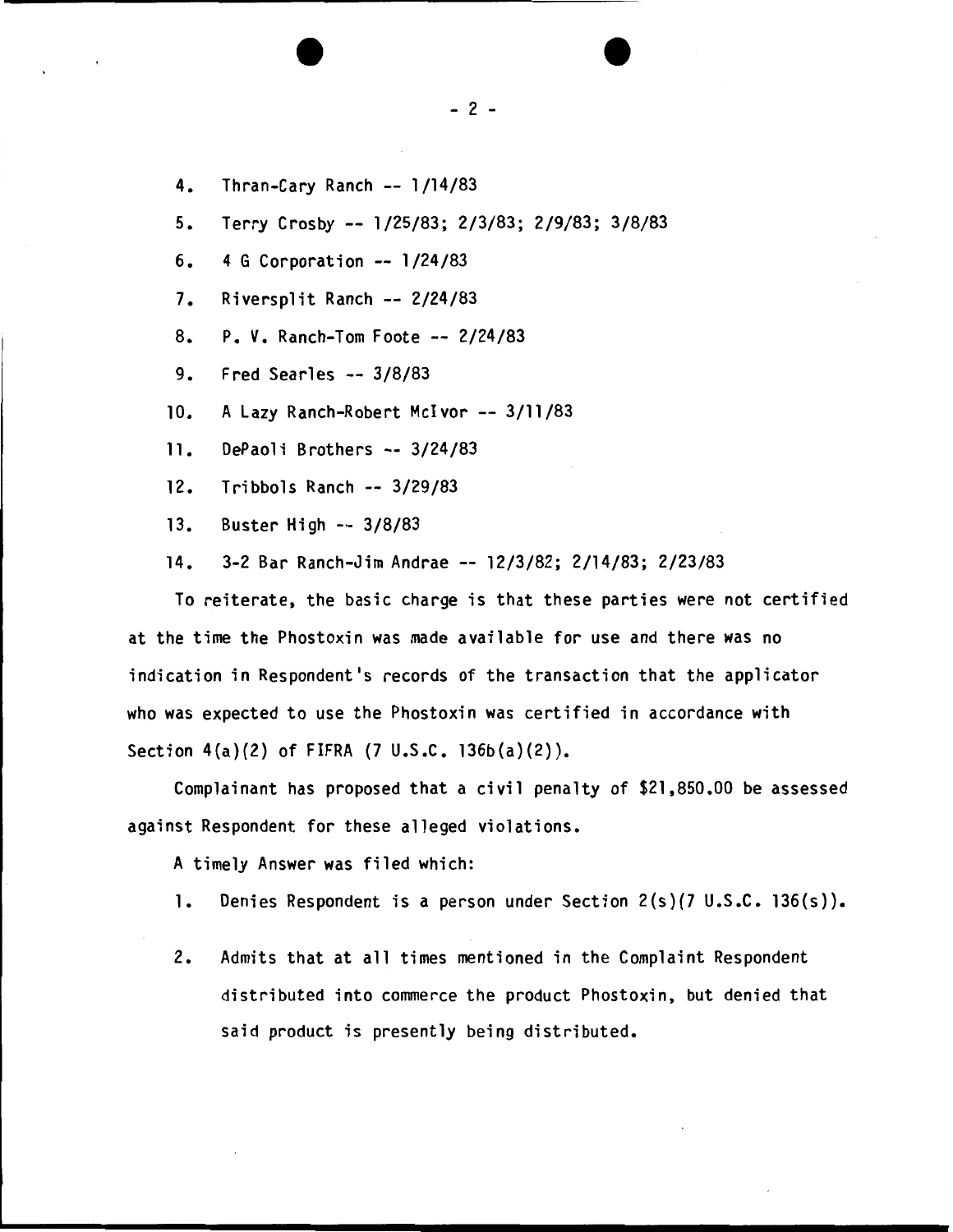4. Thran-Cary Ranch -- 1/14/83

5. Terry Crosby -- 1/25/83; 2/3/83; 2/9/83; 3/8/83

6. 4 G Corporation -- 1/24/83

7. Riversplit Ranch -- 2/24/83

8. P. V. Ranch-Tom Foote -- 2/24/83

9. Fred Searles -- 3/8/83

10. A Lazy Ranch-Robert McIvor -- 3/11/83

11. DePaoli Brothers -- 3/24/83

12. Tribbols Ranch -- 3/29/83

13. Buster High -- 3/8/83

14. 3-2 Bar Ranch-Jim Andrae -- 12/3/82; 2/14/83; 2/23/83

To reiterate, the basic charge is that these parties were not certified at the time the Phostoxin was made available for use and there was no indication in Respondent's records of the transaction that the applicator who was expected to use the Phostoxin was certified in accordance with Section 4(a)(2) of FIFRA (7 U.S.C. 136b(a)(2)).

Complainant has proposed that a civil penalty of $21,850.00 be assessed against Respondent for these alleged violations.

A timely Answer was filed which:

1. Denies Respondent is a person under Section 2(s)(7 U.S.C. 136(s)).

2. Admits that at all times mentioned in the Complaint Respondent distributed into commerce the product Phostoxin, but denied that said product is presently being distributed.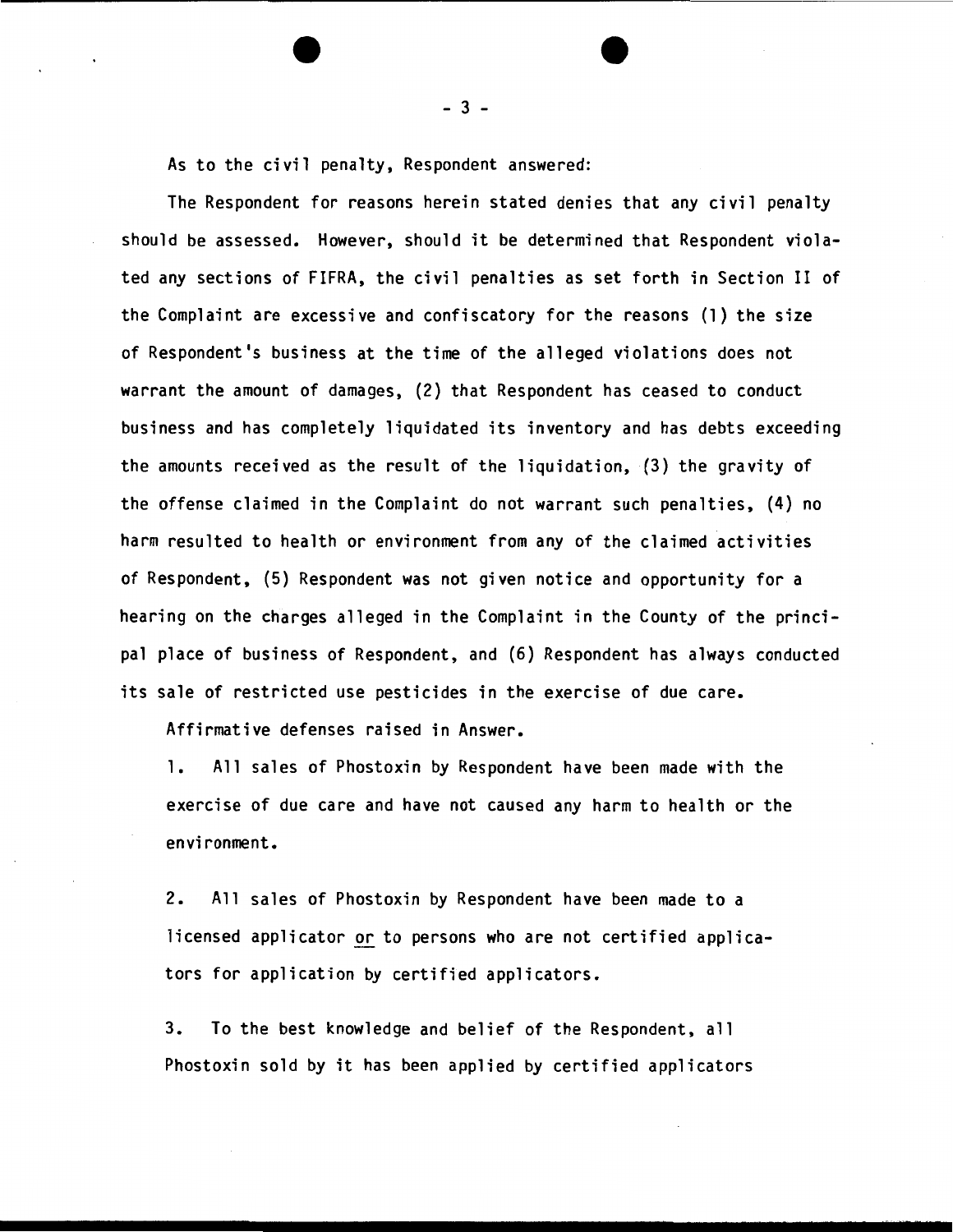As to the civil penalty, Respondent answered:

The Respondent for reasons herein stated denies that any civil penalty should be assessed. However, should it be determined that Respondent violated any sections of FIFRA, the civil penalties as set forth in Section II of the Complaint are excessive and confiscatory for the reasons (1) the size of Respondent's business at the time of the alleged violations does not warrant the amount of damages, (2) that Respondent has ceased to conduct business and has completely liquidated its inventory and has debts exceeding the amounts received as the result of the liquidation, (3) the gravity of the offense claimed in the Complaint do not warrant such penalties, (4) no harm resulted to health or environment from any of the claimed activities of Respondent, (5) Respondent was not given notice and opportunity for a hearing on the charges alleged in the Complaint in the County of the principal place of business of Respondent, and (6) Respondent has always conducted its sale of restricted use pesticides in the exercise of due care.

Affirmative defenses raised in Answer.

1. All sales of Phostoxin by Respondent have been made with the exercise of due care and have not caused any harm to health or the environment.

2. All sales of Phostoxin by Respondent have been made to a licensed applicator <u>or</u> to persons who are not certified applicators for application by certified applicators.

3. To the best knowledge and belief of the Respondent, all Phostoxin sold by it has been applied by certified applicators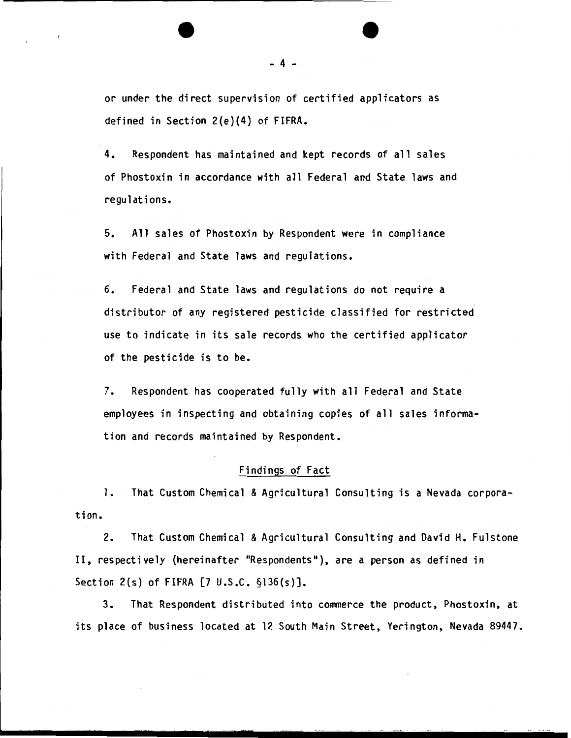or under the direct supervision of certified applicators as defined in Section 2(e)(4) of FIFRA.

4. Respondent has maintained and kept records of all sales of Phostoxin in accordance with all Federal and State laws and regulations.

5. All sales of Phostoxin by Respondent were in compliance with Federal and State laws and regulations.

6. Federal and State laws and regulations do not require a distributor of any registered pesticide classified for restricted use to indicate in its sale records who the certified applicator of the pesticide is to be.

7. Respondent has cooperated fully with all Federal and State employees in inspecting and obtaining copies of all sales information and records maintained by Respondent.

## Findings of Fact

1. That Custom Chemical & Agricultural Consulting is a Nevada corporation.

2. That Custom Chemical & Agricultural Consulting and David H. Fulstone II, respectively (hereinafter "Respondents"), are a person as defined in Section 2(s) of FIFRA [7 U.S.C. §136(s)].

3. That Respondent distributed into commerce the product, Phostoxin, at its place of business located at 12 South Main Street, Yerington, Nevada 89447.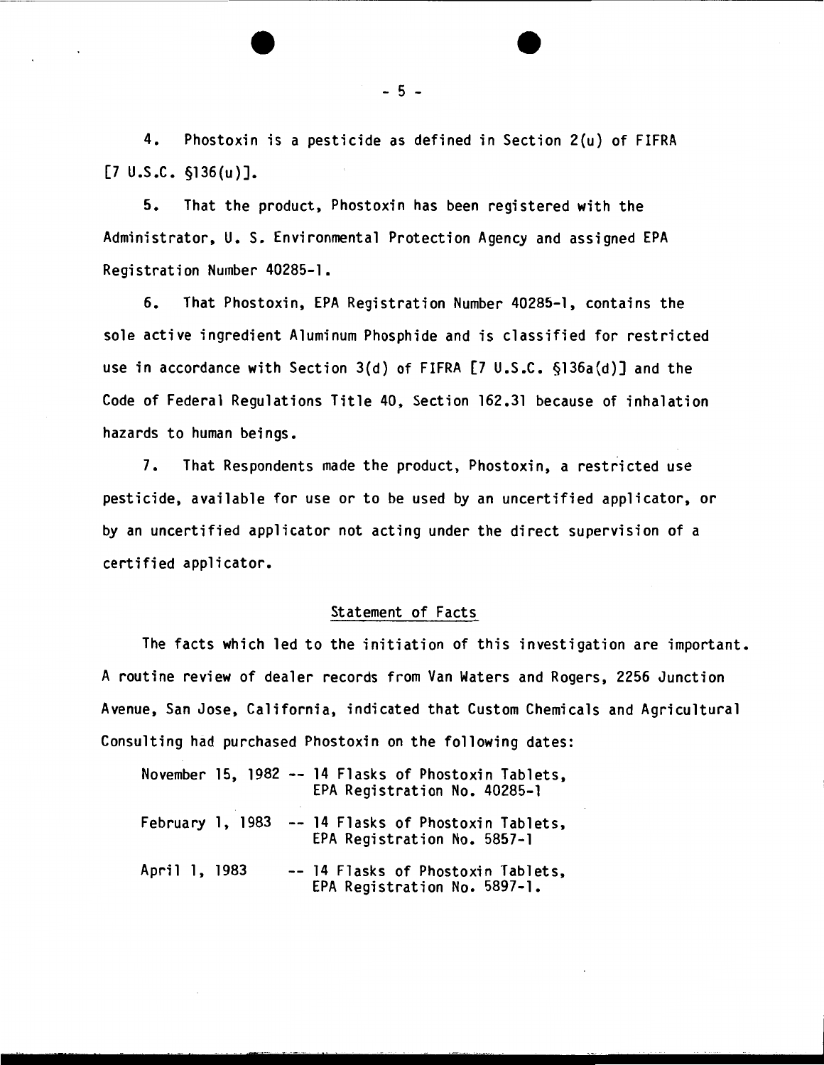4. Phostoxin is a pesticide as defined in Section 2(u) of FIFRA [7 U.S.C. §136(u)].

5. That the product, Phostoxin has been registered with the Administrator, U. S. Environmental Protection Agency and assigned EPA Registration Number 40285-1.

6. That Phostoxin, EPA Registration Number 40285-1, contains the sole active ingredient Aluminum Phosphide and is classified for restricted use in accordance with Section 3(d) of FIFRA [7 U.S.C. §136a(d)] and the Code of Federal Regulations Title 40, Section 162.31 because of inhalation hazards to human beings.

7. That Respondents made the product, Phostoxin, a restricted use pesticide, available for use or to be used by an uncertified applicator, or by an uncertified applicator not acting under the direct supervision of a certified applicator.

## Statement of Facts

The facts which led to the initiation of this investigation are important. A routine review of dealer records from Van Waters and Rogers, 2256 Junction Avenue, San Jose, California, indicated that Custom Chemicals and Agricultural Consulting had purchased Phostoxin on the following dates:

November 15, 1982 -- 14 Flasks of Phostoxin Tablets, EPA Registration No. 40285-1

February 1, 1983 -- 14 Flasks of Phostoxin Tablets, EPA Registration No. 5857-1

April 1, 1983 -- 14 Flasks of Phostoxin Tablets, EPA Registration No. 5897-1.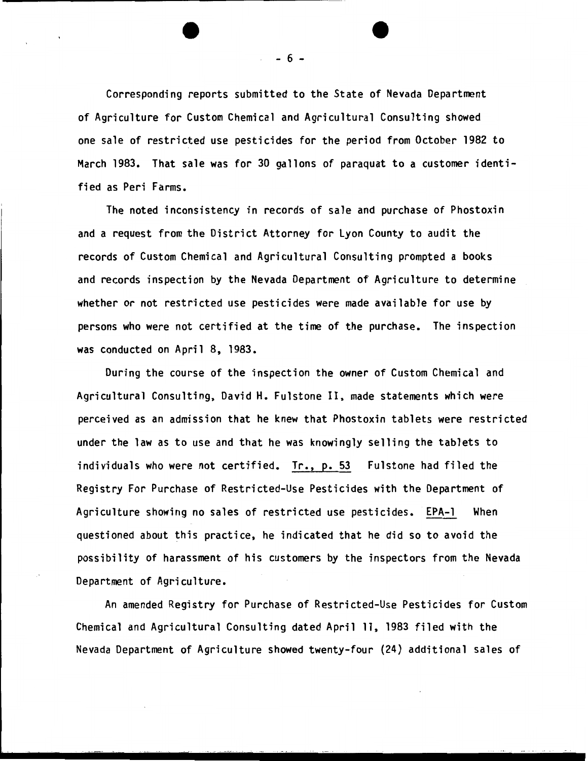Corresponding reports submitted to the State of Nevada Department of Agriculture for Custom Chemical and Agricultural Consulting showed one sale of restricted use pesticides for the period from October 1982 to March 1983. That sale was for 30 gallons of paraquat to a customer identified as Peri Farms.

The noted inconsistency in records of sale and purchase of Phostoxin and a request from the District Attorney for Lyon County to audit the records of Custom Chemical and Agricultural Consulting prompted a books and records inspection by the Nevada Department of Agriculture to determine whether or not restricted use pesticides were made available for use by persons who were not certified at the time of the purchase. The inspection was conducted on April 8, 1983.

During the course of the inspection the owner of Custom Chemical and Agricultural Consulting, David H. Fulstone II, made statements which were perceived as an admission that he knew that Phostoxin tablets were restricted under the law as to use and that he was knowingly selling the tablets to individuals who were not certified. Tr., p. 53 Fulstone had filed the Registry For Purchase of Restricted-Use Pesticides with the Department of Agriculture showing no sales of restricted use pesticides. EPA-1 When questioned about this practice, he indicated that he did so to avoid the possibility of harassment of his customers by the inspectors from the Nevada Department of Agriculture.

An amended Registry for Purchase of Restricted-Use Pesticides for Custom Chemical and Agricultural Consulting dated April 11, 1983 filed with the Nevada Department of Agriculture showed twenty-four (24) additional sales of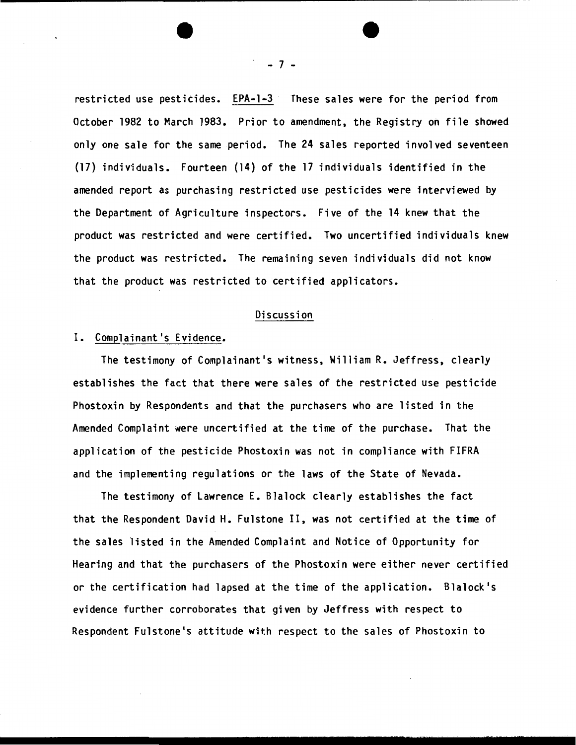restricted use pesticides. EPA-1-3 These sales were for the period from October 1982 to March 1983. Prior to amendment, the Registry on file showed only one sale for the same period. The 24 sales reported involved seventeen (17) individuals. Fourteen (14) of the 17 individuals identified in the amended report as purchasing restricted use pesticides were interviewed by the Department of Agriculture inspectors. Five of the 14 knew that the product was restricted and were certified. Two uncertified individuals knew the product was restricted. The remaining seven individuals did not know that the product was restricted to certified applicators.

## Discussion

### I. Complainant's Evidence.

The testimony of Complainant's witness, William R. Jeffress, clearly establishes the fact that there were sales of the restricted use pesticide Phostoxin by Respondents and that the purchasers who are listed in the Amended Complaint were uncertified at the time of the purchase. That the application of the pesticide Phostoxin was not in compliance with FIFRA and the implementing regulations or the laws of the State of Nevada.

The testimony of Lawrence E. Blalock clearly establishes the fact that the Respondent David H. Fulstone II, was not certified at the time of the sales listed in the Amended Complaint and Notice of Opportunity for Hearing and that the purchasers of the Phostoxin were either never certified or the certification had lapsed at the time of the application. Blalock's evidence further corroborates that given by Jeffress with respect to Respondent Fulstone's attitude with respect to the sales of Phostoxin to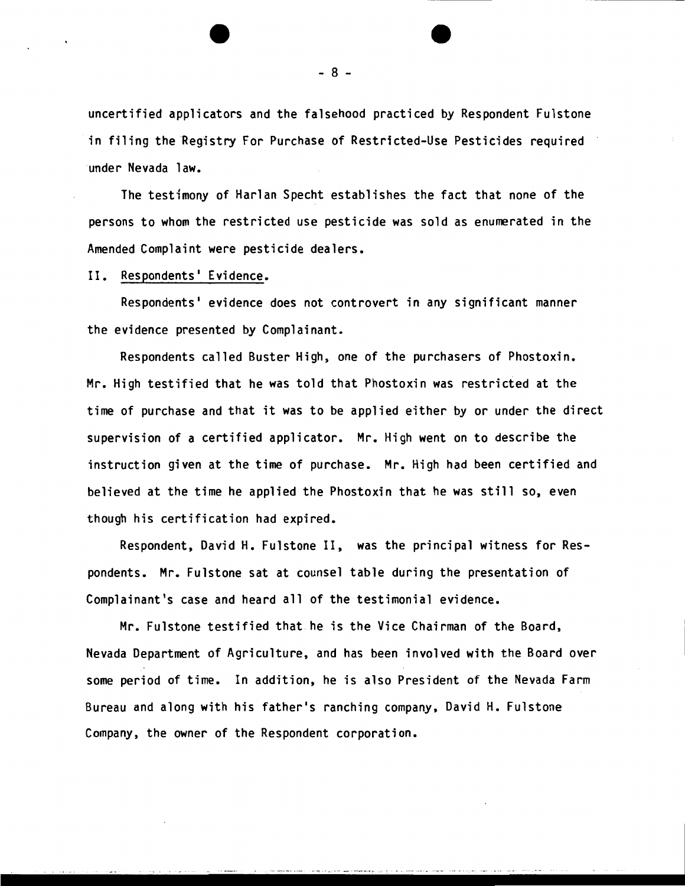uncertified applicators and the falsehood practiced by Respondent Fulstone in filing the Registry For Purchase of Restricted-Use Pesticides required under Nevada law.

The testimony of Harlan Specht establishes the fact that none of the persons to whom the restricted use pesticide was sold as enumerated in the Amended Complaint were pesticide dealers.

## II. Respondents' Evidence.

Respondents' evidence does not controvert in any significant manner the evidence presented by Complainant.

Respondents called Buster High, one of the purchasers of Phostoxin. Mr. High testified that he was told that Phostoxin was restricted at the time of purchase and that it was to be applied either by or under the direct supervision of a certified applicator. Mr. High went on to describe the instruction given at the time of purchase. Mr. High had been certified and believed at the time he applied the Phostoxin that he was still so, even though his certification had expired.

Respondent, David H. Fulstone II, was the principal witness for Respondents. Mr. Fulstone sat at counsel table during the presentation of Complainant's case and heard all of the testimonial evidence.

Mr. Fulstone testified that he is the Vice Chairman of the Board, Nevada Department of Agriculture, and has been involved with the Board over some period of time. In addition, he is also President of the Nevada Farm Bureau and along with his father's ranching company, David H. Fulstone Company, the owner of the Respondent corporation.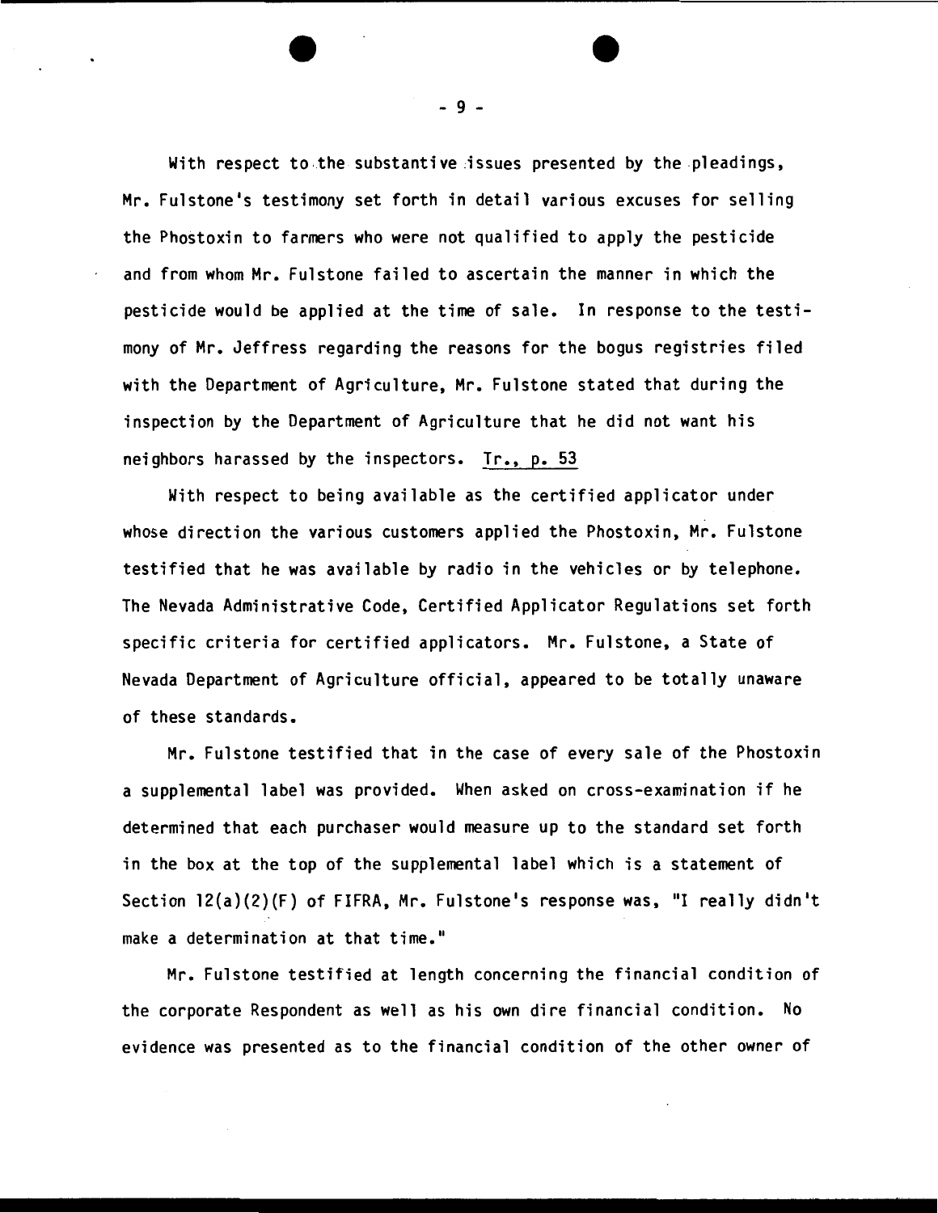With respect to the substantive issues presented by the pleadings, Mr. Fulstone's testimony set forth in detail various excuses for selling the Phostoxin to farmers who were not qualified to apply the pesticide and from whom Mr. Fulstone failed to ascertain the manner in which the pesticide would be applied at the time of sale. In response to the testimony of Mr. Jeffress regarding the reasons for the bogus registries filed with the Department of Agriculture, Mr. Fulstone stated that during the inspection by the Department of Agriculture that he did not want his neighbors harassed by the inspectors. Tr., p. 53

With respect to being available as the certified applicator under whose direction the various customers applied the Phostoxin, Mr. Fulstone testified that he was available by radio in the vehicles or by telephone. The Nevada Administrative Code, Certified Applicator Regulations set forth specific criteria for certified applicators. Mr. Fulstone, a State of Nevada Department of Agriculture official, appeared to be totally unaware of these standards.

Mr. Fulstone testified that in the case of every sale of the Phostoxin a supplemental label was provided. When asked on cross-examination if he determined that each purchaser would measure up to the standard set forth in the box at the top of the supplemental label which is a statement of Section 12(a)(2)(F) of FIFRA, Mr. Fulstone's response was, "I really didn't make a determination at that time."

Mr. Fulstone testified at length concerning the financial condition of the corporate Respondent as well as his own dire financial condition. No evidence was presented as to the financial condition of the other owner of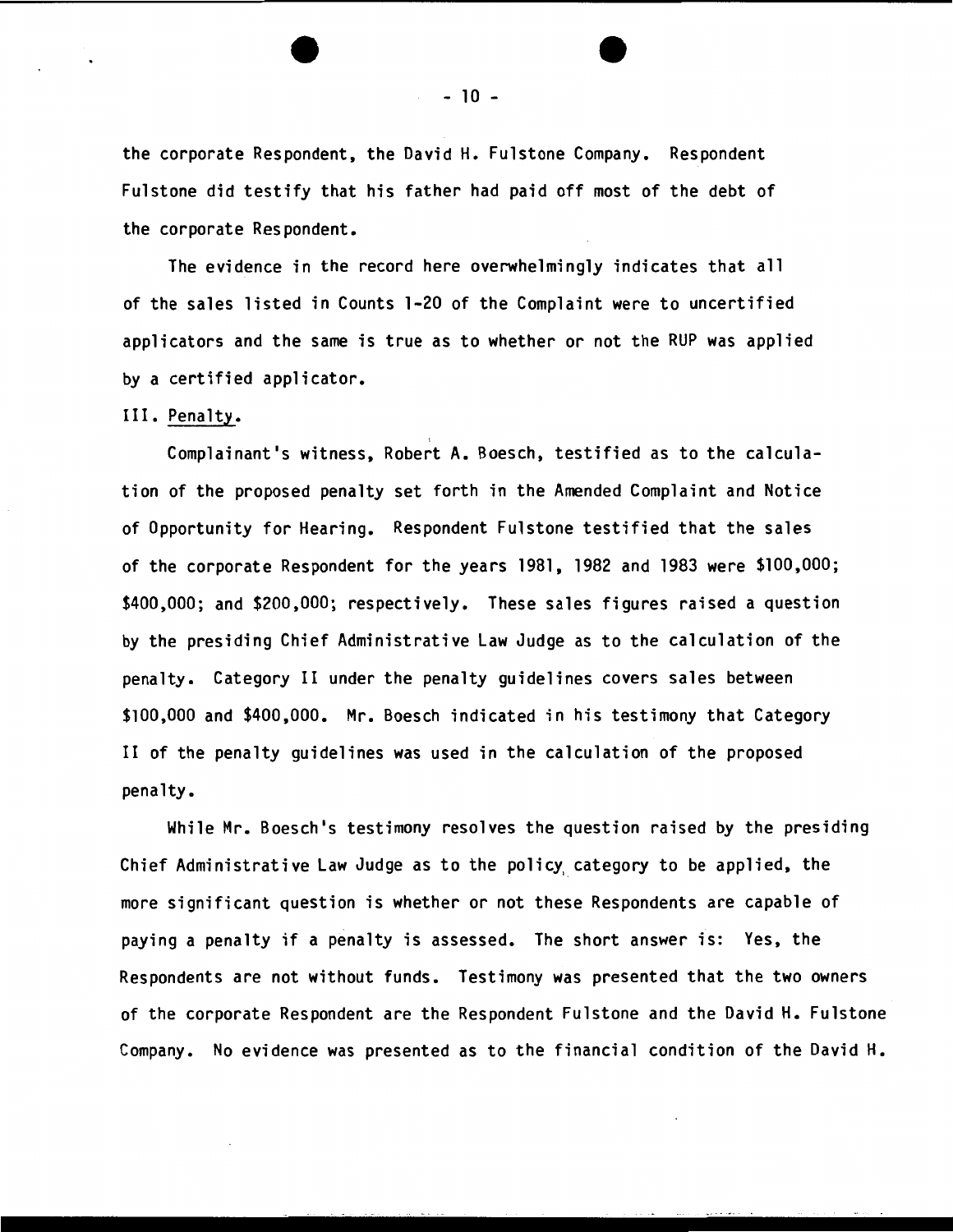the corporate Respondent, the David H. Fulstone Company. Respondent Fulstone did testify that his father had paid off most of the debt of the corporate Respondent.

The evidence in the record here overwhelmingly indicates that all of the sales listed in Counts 1-20 of the Complaint were to uncertified applicators and the same is true as to whether or not the RUP was applied by a certified applicator.

III. Penalty.

Complainant's witness, Robert A. Boesch, testified as to the calculation of the proposed penalty set forth in the Amended Complaint and Notice of Opportunity for Hearing. Respondent Fulstone testified that the sales of the corporate Respondent for the years 1981, 1982 and 1983 were $100,000; $400,000; and $200,000; respectively. These sales figures raised a question by the presiding Chief Administrative Law Judge as to the calculation of the penalty. Category II under the penalty guidelines covers sales between $100,000 and $400,000. Mr. Boesch indicated in his testimony that Category II of the penalty guidelines was used in the calculation of the proposed penalty.

While Mr. Boesch's testimony resolves the question raised by the presiding Chief Administrative Law Judge as to the policy category to be applied, the more significant question is whether or not these Respondents are capable of paying a penalty if a penalty is assessed. The short answer is: Yes, the Respondents are not without funds. Testimony was presented that the two owners of the corporate Respondent are the Respondent Fulstone and the David H. Fulstone Company. No evidence was presented as to the financial condition of the David H.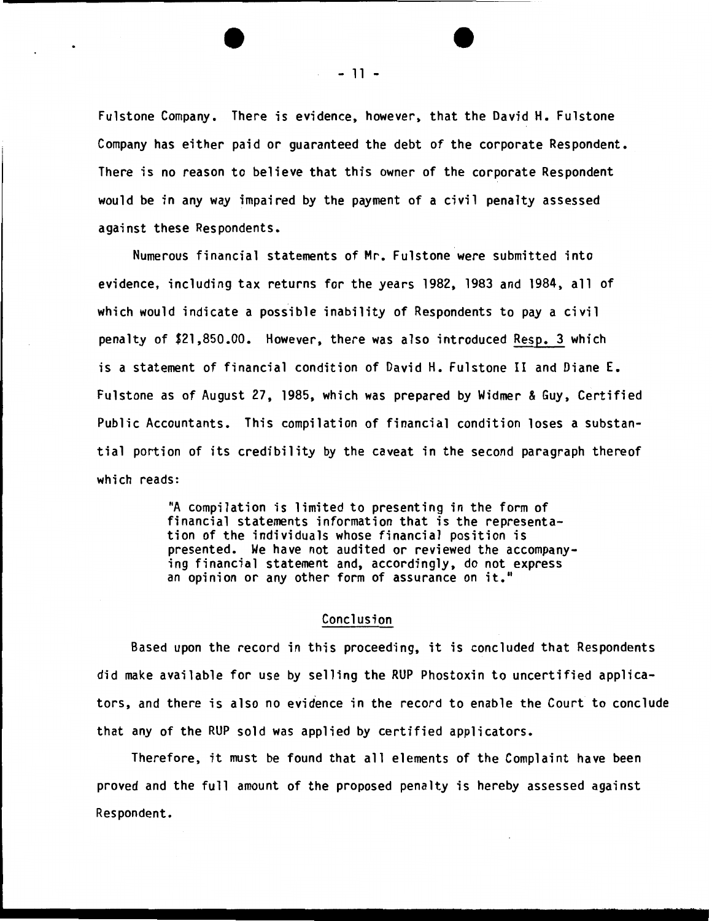Fulstone Company. There is evidence, however, that the David H. Fulstone Company has either paid or guaranteed the debt of the corporate Respondent. There is no reason to believe that this owner of the corporate Respondent would be in any way impaired by the payment of a civil penalty assessed against these Respondents.

Numerous financial statements of Mr. Fulstone were submitted into evidence, including tax returns for the years 1982, 1983 and 1984, all of which would indicate a possible inability of Respondents to pay a civil penalty of $21,850.00. However, there was also introduced Resp. 3 which is a statement of financial condition of David H. Fulstone II and Diane E. Fulstone as of August 27, 1985, which was prepared by Widmer & Guy, Certified Public Accountants. This compilation of financial condition loses a substantial portion of its credibility by the caveat in the second paragraph thereof which reads:

> "A compilation is limited to presenting in the form of financial statements information that is the representation of the individuals whose financial position is presented. We have not audited or reviewed the accompanying financial statement and, accordingly, do not express an opinion or any other form of assurance on it."

## Conclusion

Based upon the record in this proceeding, it is concluded that Respondents did make available for use by selling the RUP Phostoxin to uncertified applicators, and there is also no evidence in the record to enable the Court to conclude that any of the RUP sold was applied by certified applicators.

Therefore, it must be found that all elements of the Complaint have been proved and the full amount of the proposed penalty is hereby assessed against Respondent.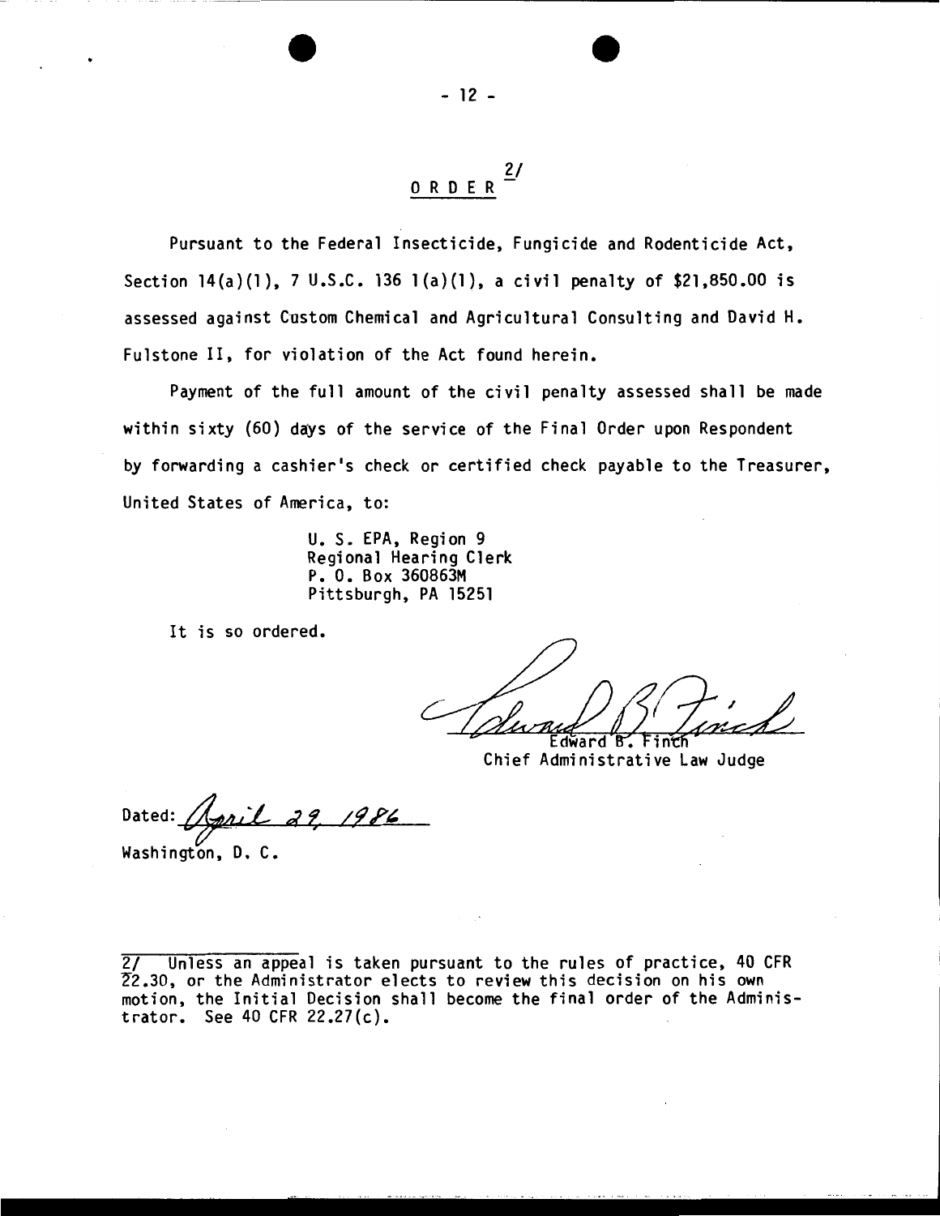# ORDER [2/]

Pursuant to the Federal Insecticide, Fungicide and Rodenticide Act, Section 14(a)(1), 7 U.S.C. 136 1(a)(1), a civil penalty of $21,850.00 is assessed against Custom Chemical and Agricultural Consulting and David H. Fulstone II, for violation of the Act found herein.

Payment of the full amount of the civil penalty assessed shall be made within sixty (60) days of the service of the Final Order upon Respondent by forwarding a cashier's check or certified check payable to the Treasurer, United States of America, to:

U. S. EPA, Region 9
Regional Hearing Clerk
P. O. Box 360863M
Pittsburgh, PA 15251

It is so ordered.

Edward B. Finch
Chief Administrative Law Judge

Dated: April 29, 1986
Washington, D. C.

---

2/ Unless an appeal is taken pursuant to the rules of practice, 40 CFR 22.30, or the Administrator elects to review this decision on his own motion, the Initial Decision shall become the final order of the Administrator. See 40 CFR 22.27(c).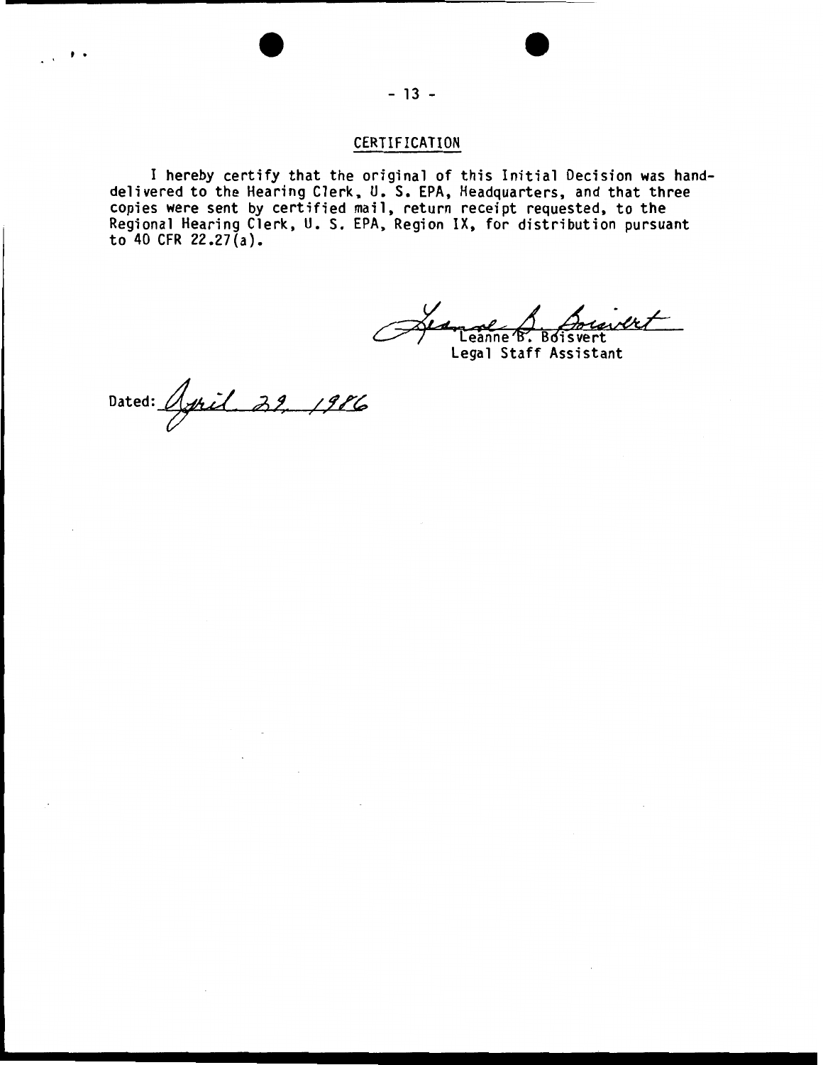## CERTIFICATION

I hereby certify that the original of this Initial Decision was hand-delivered to the Hearing Clerk, U. S. EPA, Headquarters, and that three copies were sent by certified mail, return receipt requested, to the Regional Hearing Clerk, U. S. EPA, Region IX, for distribution pursuant to 40 CFR 22.27(a).

Leanne B. Boisvert
Legal Staff Assistant

Dated: April 29, 1986